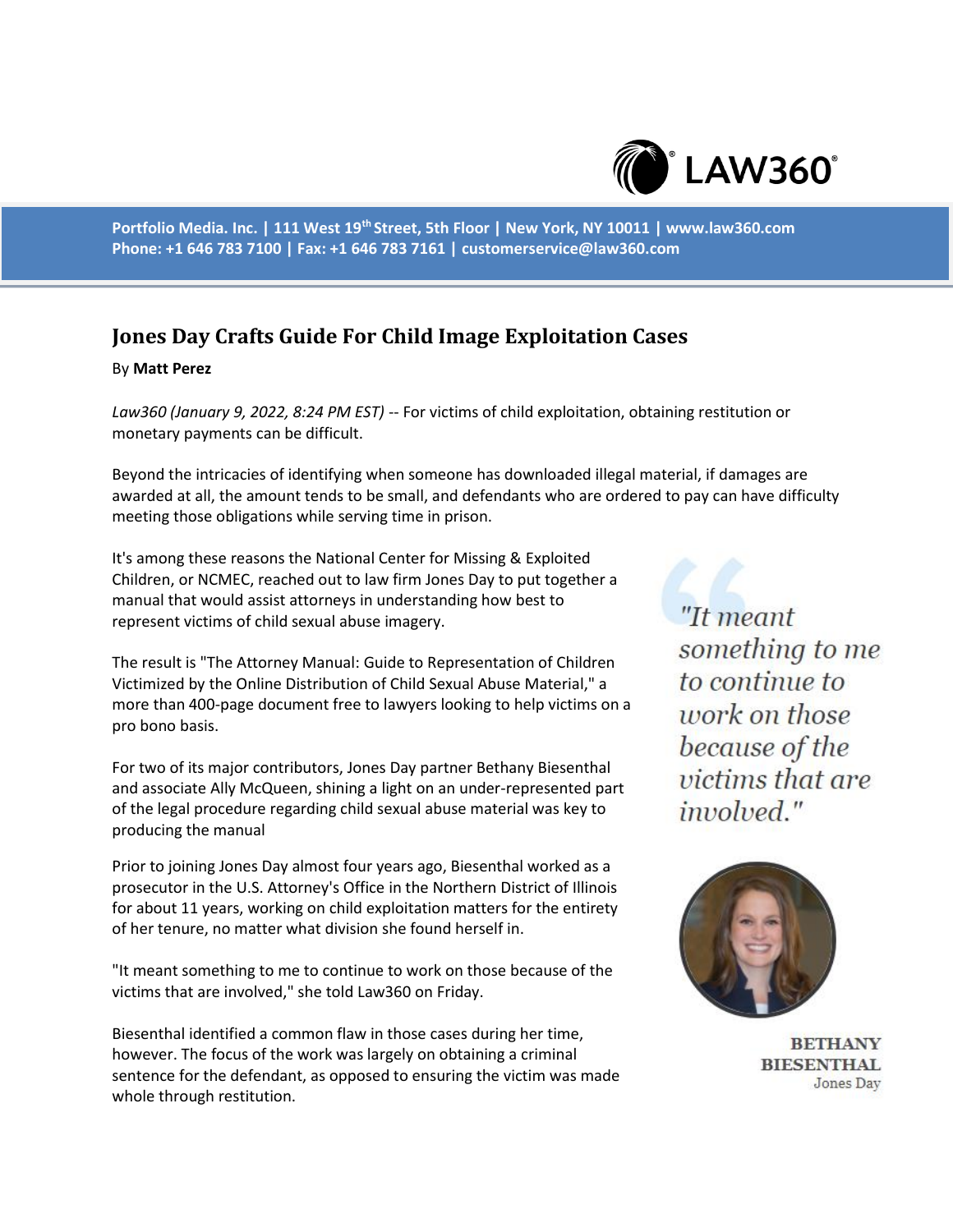Portfolio Media. Inc. | 111 West 19th Street, 5th Floor | New York, NY 10011 | www.law360.com
Phone: +1 646 783 7100 | Fax: +1 646 783 7161 | customerservice@law360.com

# Jones Day Crafts Guide For Child Image Exploitation Cases

By **Matt Perez**

*Law360 (January 9, 2022, 8:24 PM EST)* -- For victims of child exploitation, obtaining restitution or monetary payments can be difficult.

Beyond the intricacies of identifying when someone has downloaded illegal material, if damages are awarded at all, the amount tends to be small, and defendants who are ordered to pay can have difficulty meeting those obligations while serving time in prison.

It's among these reasons the National Center for Missing & Exploited Children, or NCMEC, reached out to law firm Jones Day to put together a manual that would assist attorneys in understanding how best to represent victims of child sexual abuse imagery.

The result is "The Attorney Manual: Guide to Representation of Children Victimized by the Online Distribution of Child Sexual Abuse Material," a more than 400-page document free to lawyers looking to help victims on a pro bono basis.

For two of its major contributors, Jones Day partner Bethany Biesenthal and associate Ally McQueen, shining a light on an under-represented part of the legal procedure regarding child sexual abuse material was key to producing the manual

Prior to joining Jones Day almost four years ago, Biesenthal worked as a prosecutor in the U.S. Attorney's Office in the Northern District of Illinois for about 11 years, working on child exploitation matters for the entirety of her tenure, no matter what division she found herself in.

"It meant something to me to continue to work on those because of the victims that are involved," she told Law360 on Friday.

Biesenthal identified a common flaw in those cases during her time, however. The focus of the work was largely on obtaining a criminal sentence for the defendant, as opposed to ensuring the victim was made whole through restitution.

> *"It meant something to me to continue to work on those because of the victims that are involved."*
>
> **BETHANY BIESENTHAL**
> Jones Day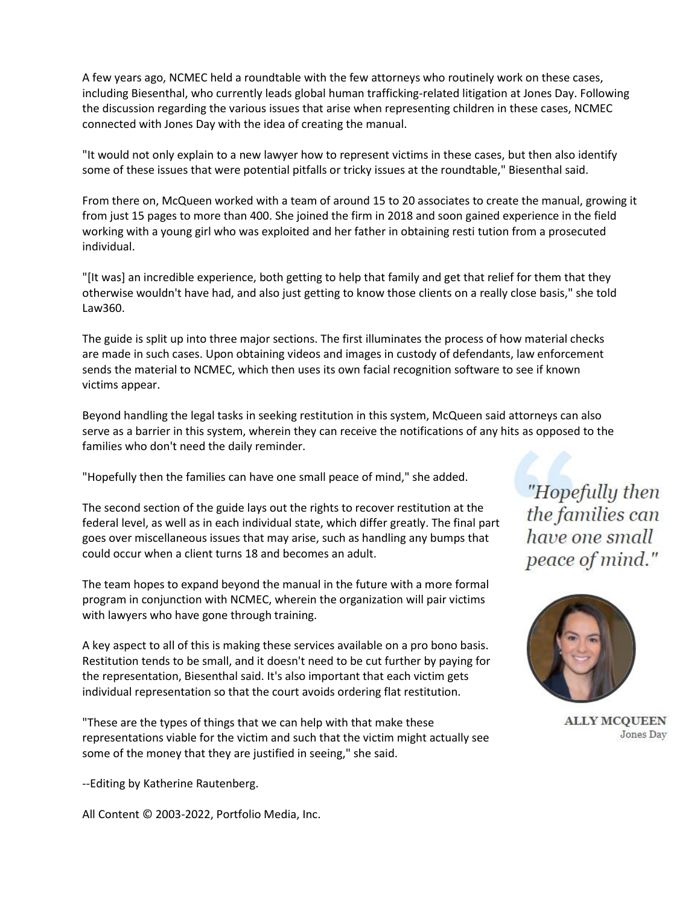A few years ago, NCMEC held a roundtable with the few attorneys who routinely work on these cases, including Biesenthal, who currently leads global human trafficking-related litigation at Jones Day. Following the discussion regarding the various issues that arise when representing children in these cases, NCMEC connected with Jones Day with the idea of creating the manual.

"It would not only explain to a new lawyer how to represent victims in these cases, but then also identify some of these issues that were potential pitfalls or tricky issues at the roundtable," Biesenthal said.

From there on, McQueen worked with a team of around 15 to 20 associates to create the manual, growing it from just 15 pages to more than 400. She joined the firm in 2018 and soon gained experience in the field working with a young girl who was exploited and her father in obtaining resti tution from a prosecuted individual.

"[It was] an incredible experience, both getting to help that family and get that relief for them that they otherwise wouldn't have had, and also just getting to know those clients on a really close basis," she told Law360.

The guide is split up into three major sections. The first illuminates the process of how material checks are made in such cases. Upon obtaining videos and images in custody of defendants, law enforcement sends the material to NCMEC, which then uses its own facial recognition software to see if known victims appear.

Beyond handling the legal tasks in seeking restitution in this system, McQueen said attorneys can also serve as a barrier in this system, wherein they can receive the notifications of any hits as opposed to the families who don't need the daily reminder.

"Hopefully then the families can have one small peace of mind," she added.

*"Hopefully then the families can have one small peace of mind."*

**ALLY MCQUEEN**
Jones Day

The second section of the guide lays out the rights to recover restitution at the federal level, as well as in each individual state, which differ greatly. The final part goes over miscellaneous issues that may arise, such as handling any bumps that could occur when a client turns 18 and becomes an adult.

The team hopes to expand beyond the manual in the future with a more formal program in conjunction with NCMEC, wherein the organization will pair victims with lawyers who have gone through training.

A key aspect to all of this is making these services available on a pro bono basis. Restitution tends to be small, and it doesn't need to be cut further by paying for the representation, Biesenthal said. It's also important that each victim gets individual representation so that the court avoids ordering flat restitution.

"These are the types of things that we can help with that make these representations viable for the victim and such that the victim might actually see some of the money that they are justified in seeing," she said.

--Editing by Katherine Rautenberg.

All Content © 2003-2022, Portfolio Media, Inc.